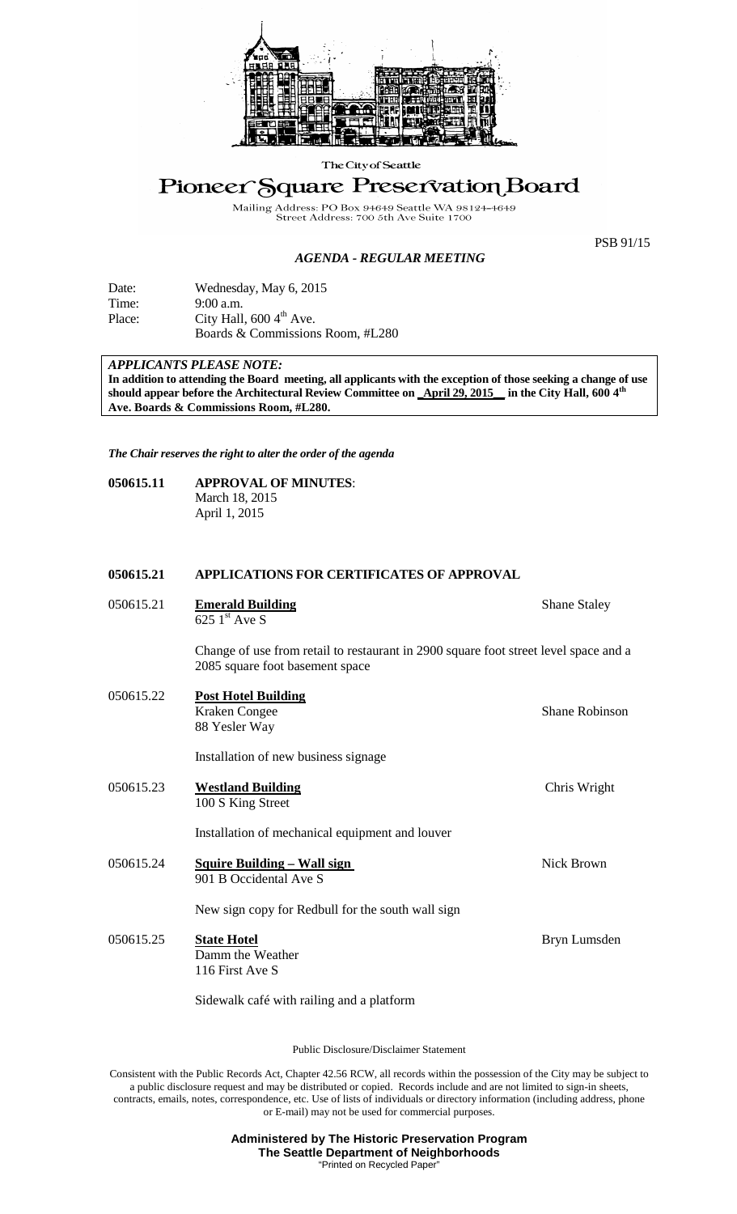The City of Seattle

# Pioneer Square Preservation Board

Mailing Address: PO Box 94649 Seattle WA 98124-4649
Street Address: 700 5th Ave Suite 1700

PSB 91/15

## *AGENDA - REGULAR MEETING*

Date: Wednesday, May 6, 2015
Time: 9:00 a.m.
Place: City Hall, 600 4th Ave.
Boards & Commissions Room, #L280

***APPLICANTS PLEASE NOTE:***
**In addition to attending the Board meeting, all applicants with the exception of those seeking a change of use should appear before the Architectural Review Committee on _April 29, 2015_ in the City Hall, 600 4th Ave. Boards & Commissions Room, #L280.**

***The Chair reserves the right to alter the order of the agenda***

**050615.11 APPROVAL OF MINUTES**:
March 18, 2015
April 1, 2015

**050615.21 APPLICATIONS FOR CERTIFICATES OF APPROVAL**

050615.21 **Emerald Building** — Shane Staley
625 1st Ave S

Change of use from retail to restaurant in 2900 square foot street level space and a 2085 square foot basement space

050615.22 **Post Hotel Building** — Shane Robinson
Kraken Congee
88 Yesler Way

Installation of new business signage

050615.23 **Westland Building** — Chris Wright
100 S King Street

Installation of mechanical equipment and louver

050615.24 **Squire Building – Wall sign** — Nick Brown
901 B Occidental Ave S

New sign copy for Redbull for the south wall sign

050615.25 **State Hotel** — Bryn Lumsden
Damm the Weather
116 First Ave S

Sidewalk café with railing and a platform

Public Disclosure/Disclaimer Statement

Consistent with the Public Records Act, Chapter 42.56 RCW, all records within the possession of the City may be subject to a public disclosure request and may be distributed or copied. Records include and are not limited to sign-in sheets, contracts, emails, notes, correspondence, etc. Use of lists of individuals or directory information (including address, phone or E-mail) may not be used for commercial purposes.

**Administered by The Historic Preservation Program**
**The Seattle Department of Neighborhoods**
"Printed on Recycled Paper"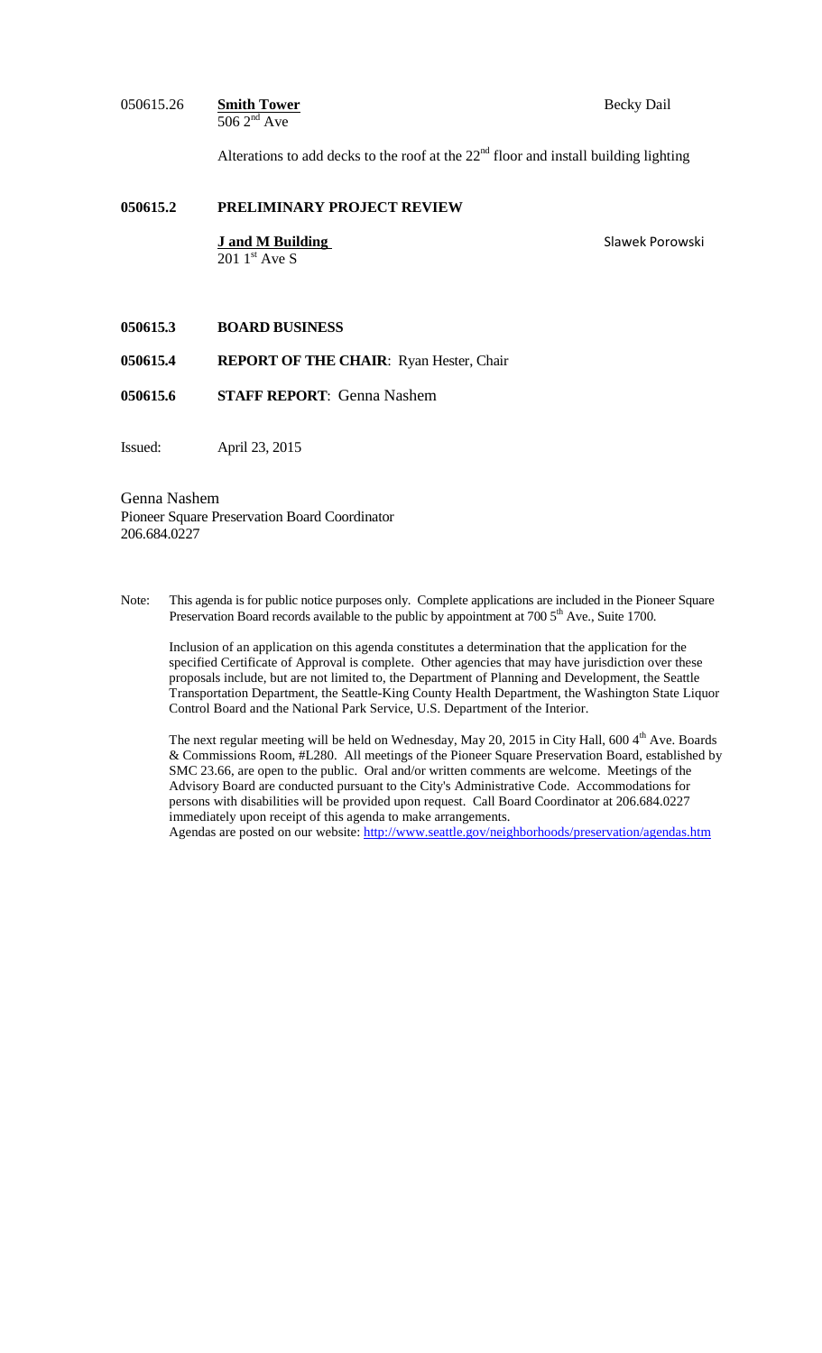050615.26 **Smith Tower** Becky Dail
506 2nd Ave

Alterations to add decks to the roof at the 22nd floor and install building lighting

**050615.2 PRELIMINARY PROJECT REVIEW**

**J and M Building** Slawek Porowski
201 1st Ave S

**050615.3 BOARD BUSINESS**

**050615.4 REPORT OF THE CHAIR**: Ryan Hester, Chair

**050615.6 STAFF REPORT**: Genna Nashem

Issued: April 23, 2015

Genna Nashem
Pioneer Square Preservation Board Coordinator
206.684.0227

Note: This agenda is for public notice purposes only. Complete applications are included in the Pioneer Square Preservation Board records available to the public by appointment at 700 5th Ave., Suite 1700.

Inclusion of an application on this agenda constitutes a determination that the application for the specified Certificate of Approval is complete. Other agencies that may have jurisdiction over these proposals include, but are not limited to, the Department of Planning and Development, the Seattle Transportation Department, the Seattle-King County Health Department, the Washington State Liquor Control Board and the National Park Service, U.S. Department of the Interior.

The next regular meeting will be held on Wednesday, May 20, 2015 in City Hall, 600 4th Ave. Boards & Commissions Room, #L280. All meetings of the Pioneer Square Preservation Board, established by SMC 23.66, are open to the public. Oral and/or written comments are welcome. Meetings of the Advisory Board are conducted pursuant to the City's Administrative Code. Accommodations for persons with disabilities will be provided upon request. Call Board Coordinator at 206.684.0227 immediately upon receipt of this agenda to make arrangements.
Agendas are posted on our website: http://www.seattle.gov/neighborhoods/preservation/agendas.htm